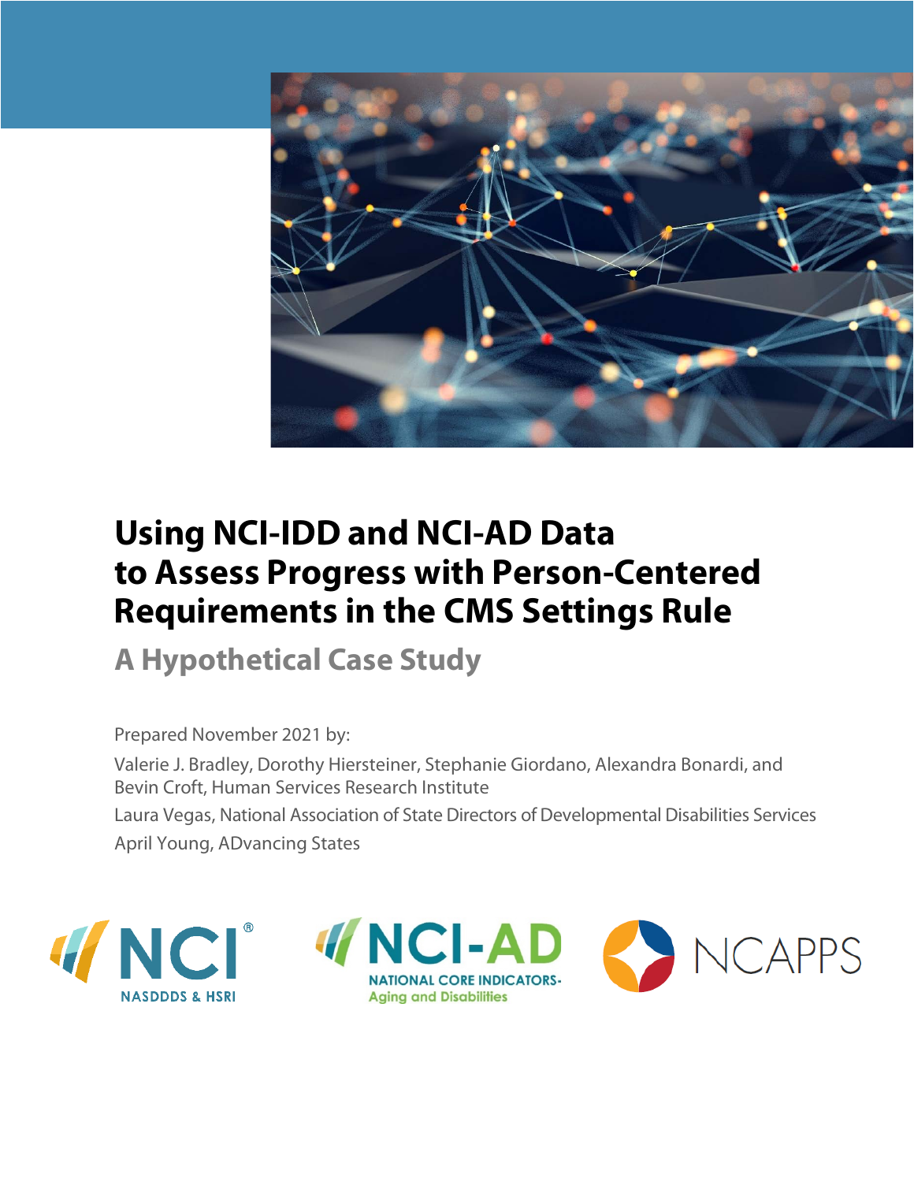# Using NCI-IDD and NCI-AD Data to Assess Progress with Person-Centered Requirements in the CMS Settings Rule

## A Hypothetical Case Study

Prepared November 2021 by:

Valerie J. Bradley, Dorothy Hiersteiner, Stephanie Giordano, Alexandra Bonardi, and Bevin Croft, Human Services Research Institute

Laura Vegas, National Association of State Directors of Developmental Disabilities Services

April Young, ADvancing States

NCI® NASDDDS & HSRI

NCI-AD NATIONAL CORE INDICATORS-Aging and Disabilities

NCAPPS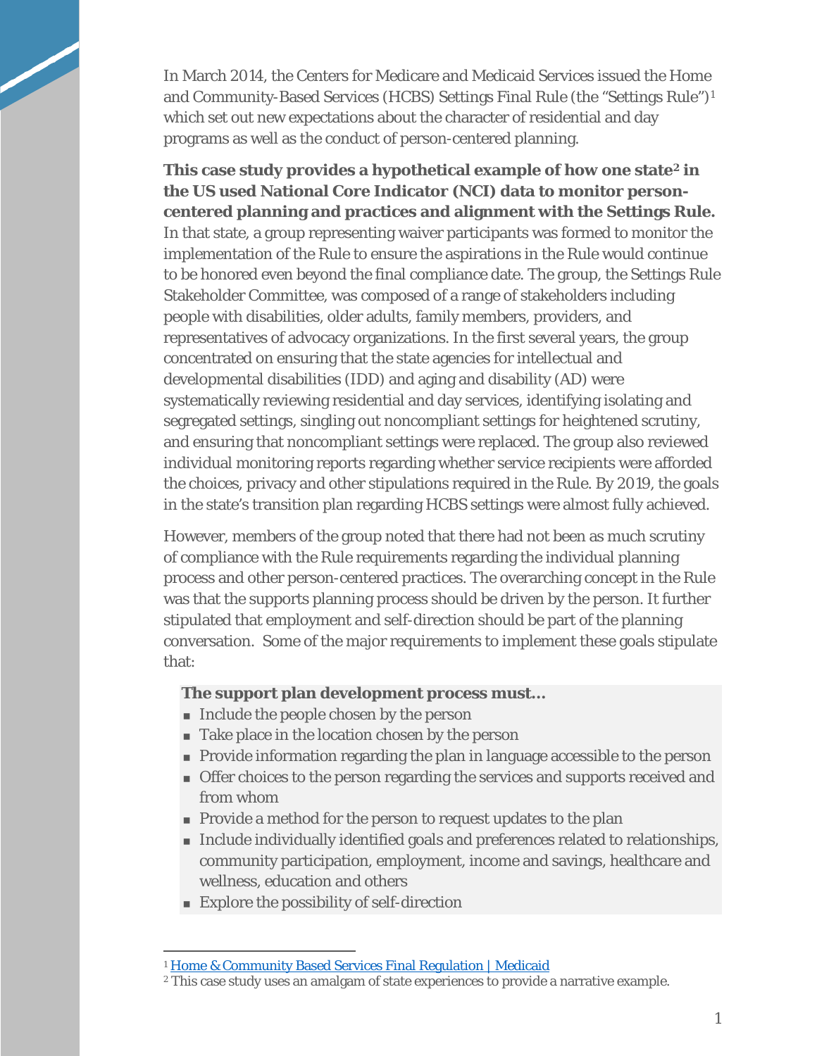In March 2014, the Centers for Medicare and Medicaid Services issued the Home and Community-Based Services (HCBS) Settings Final Rule (the "Settings Rule")[1] which set out new expectations about the character of residential and day programs as well as the conduct of person-centered planning.

**This case study provides a hypothetical example of how one state[2] in the US used National Core Indicator (NCI) data to monitor person-centered planning and practices and alignment with the Settings Rule.** In that state, a group representing waiver participants was formed to monitor the implementation of the Rule to ensure the aspirations in the Rule would continue to be honored even beyond the final compliance date. The group, the Settings Rule Stakeholder Committee, was composed of a range of stakeholders including people with disabilities, older adults, family members, providers, and representatives of advocacy organizations. In the first several years, the group concentrated on ensuring that the state agencies for intellectual and developmental disabilities (IDD) and aging and disability (AD) were systematically reviewing residential and day services, identifying isolating and segregated settings, singling out noncompliant settings for heightened scrutiny, and ensuring that noncompliant settings were replaced. The group also reviewed individual monitoring reports regarding whether service recipients were afforded the choices, privacy and other stipulations required in the Rule. By 2019, the goals in the state's transition plan regarding HCBS settings were almost fully achieved.

However, members of the group noted that there had not been as much scrutiny of compliance with the Rule requirements regarding the individual planning process and other person-centered practices. The overarching concept in the Rule was that the supports planning process should be driven by the person. It further stipulated that employment and self-direction should be part of the planning conversation. Some of the major requirements to implement these goals stipulate that:

**The support plan development process must...**

- Include the people chosen by the person
- Take place in the location chosen by the person
- Provide information regarding the plan in language accessible to the person
- Offer choices to the person regarding the services and supports received and from whom
- Provide a method for the person to request updates to the plan
- Include individually identified goals and preferences related to relationships, community participation, employment, income and savings, healthcare and wellness, education and others
- Explore the possibility of self-direction

---

[1] Home & Community Based Services Final Regulation | Medicaid

[2] This case study uses an amalgam of state experiences to provide a narrative example.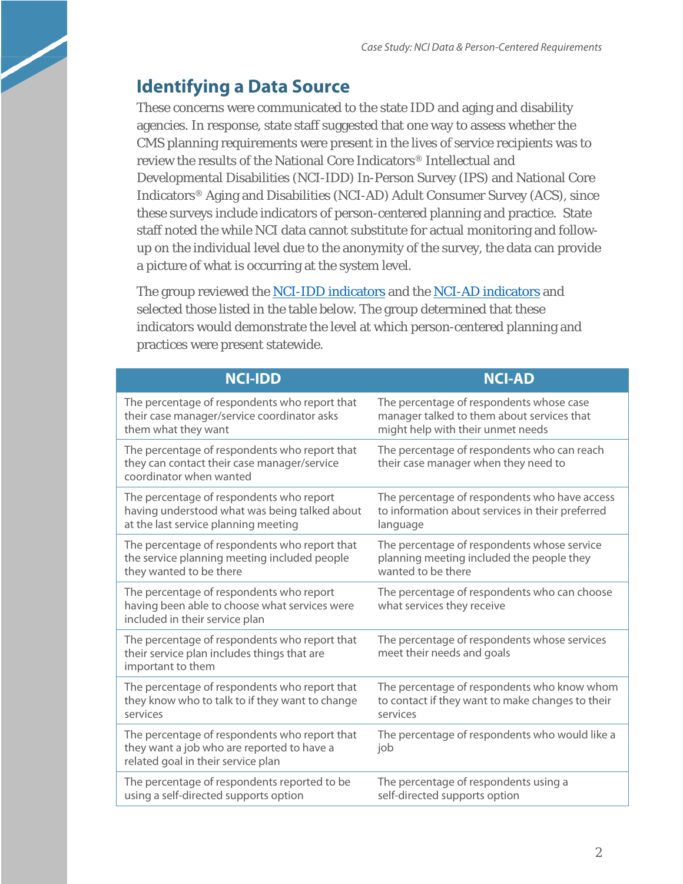## Identifying a Data Source

These concerns were communicated to the state IDD and aging and disability agencies. In response, state staff suggested that one way to assess whether the CMS planning requirements were present in the lives of service recipients was to review the results of the National Core Indicators® Intellectual and Developmental Disabilities (NCI-IDD) In-Person Survey (IPS) and National Core Indicators® Aging and Disabilities (NCI-AD) Adult Consumer Survey (ACS), since these surveys include indicators of person-centered planning and practice. State staff noted the while NCI data cannot substitute for actual monitoring and follow-up on the individual level due to the anonymity of the survey, the data can provide a picture of what is occurring at the system level.

The group reviewed the NCI-IDD indicators and the NCI-AD indicators and selected those listed in the table below. The group determined that these indicators would demonstrate the level at which person-centered planning and practices were present statewide.

| NCI-IDD | NCI-AD |
|---|---|
| The percentage of respondents who report that their case manager/service coordinator asks them what they want | The percentage of respondents whose case manager talked to them about services that might help with their unmet needs |
| The percentage of respondents who report that they can contact their case manager/service coordinator when wanted | The percentage of respondents who can reach their case manager when they need to |
| The percentage of respondents who report having understood what was being talked about at the last service planning meeting | The percentage of respondents who have access to information about services in their preferred language |
| The percentage of respondents who report that the service planning meeting included people they wanted to be there | The percentage of respondents whose service planning meeting included the people they wanted to be there |
| The percentage of respondents who report having been able to choose what services were included in their service plan | The percentage of respondents who can choose what services they receive |
| The percentage of respondents who report that their service plan includes things that are important to them | The percentage of respondents whose services meet their needs and goals |
| The percentage of respondents who report that they know who to talk to if they want to change services | The percentage of respondents who know whom to contact if they want to make changes to their services |
| The percentage of respondents who report that they want a job who are reported to have a related goal in their service plan | The percentage of respondents who would like a job |
| The percentage of respondents reported to be using a self-directed supports option | The percentage of respondents using a self-directed supports option |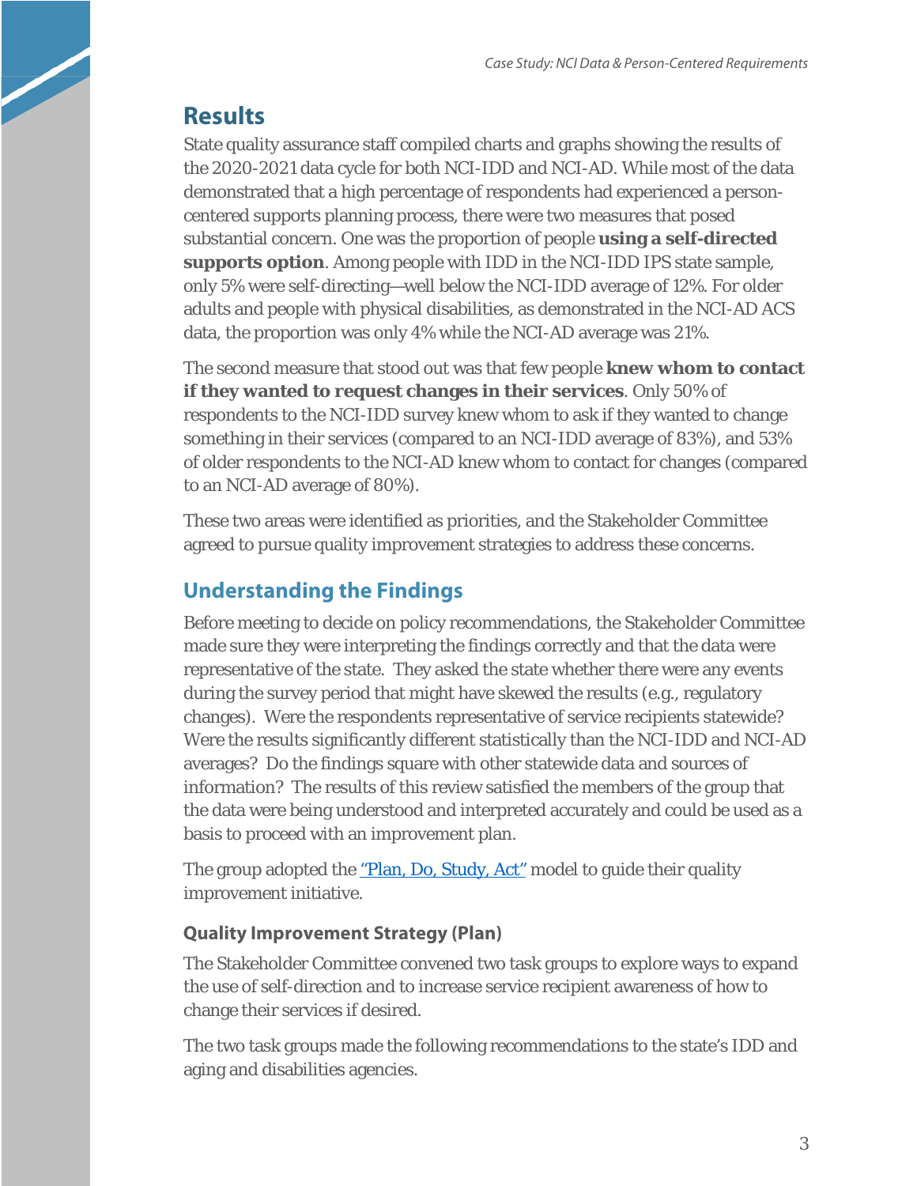## Results

State quality assurance staff compiled charts and graphs showing the results of the 2020-2021 data cycle for both NCI-IDD and NCI-AD. While most of the data demonstrated that a high percentage of respondents had experienced a person-centered supports planning process, there were two measures that posed substantial concern. One was the proportion of people **using a self-directed supports option**. Among people with IDD in the NCI-IDD IPS state sample, only 5% were self-directing—well below the NCI-IDD average of 12%. For older adults and people with physical disabilities, as demonstrated in the NCI-AD ACS data, the proportion was only 4% while the NCI-AD average was 21%.

The second measure that stood out was that few people **knew whom to contact if they wanted to request changes in their services**. Only 50% of respondents to the NCI-IDD survey knew whom to ask if they wanted to change something in their services (compared to an NCI-IDD average of 83%), and 53% of older respondents to the NCI-AD knew whom to contact for changes (compared to an NCI-AD average of 80%).

These two areas were identified as priorities, and the Stakeholder Committee agreed to pursue quality improvement strategies to address these concerns.

## Understanding the Findings

Before meeting to decide on policy recommendations, the Stakeholder Committee made sure they were interpreting the findings correctly and that the data were representative of the state. They asked the state whether there were any events during the survey period that might have skewed the results (e.g., regulatory changes). Were the respondents representative of service recipients statewide? Were the results significantly different statistically than the NCI-IDD and NCI-AD averages? Do the findings square with other statewide data and sources of information? The results of this review satisfied the members of the group that the data were being understood and interpreted accurately and could be used as a basis to proceed with an improvement plan.

The group adopted the "Plan, Do, Study, Act" model to guide their quality improvement initiative.

### Quality Improvement Strategy (Plan)

The Stakeholder Committee convened two task groups to explore ways to expand the use of self-direction and to increase service recipient awareness of how to change their services if desired.

The two task groups made the following recommendations to the state's IDD and aging and disabilities agencies.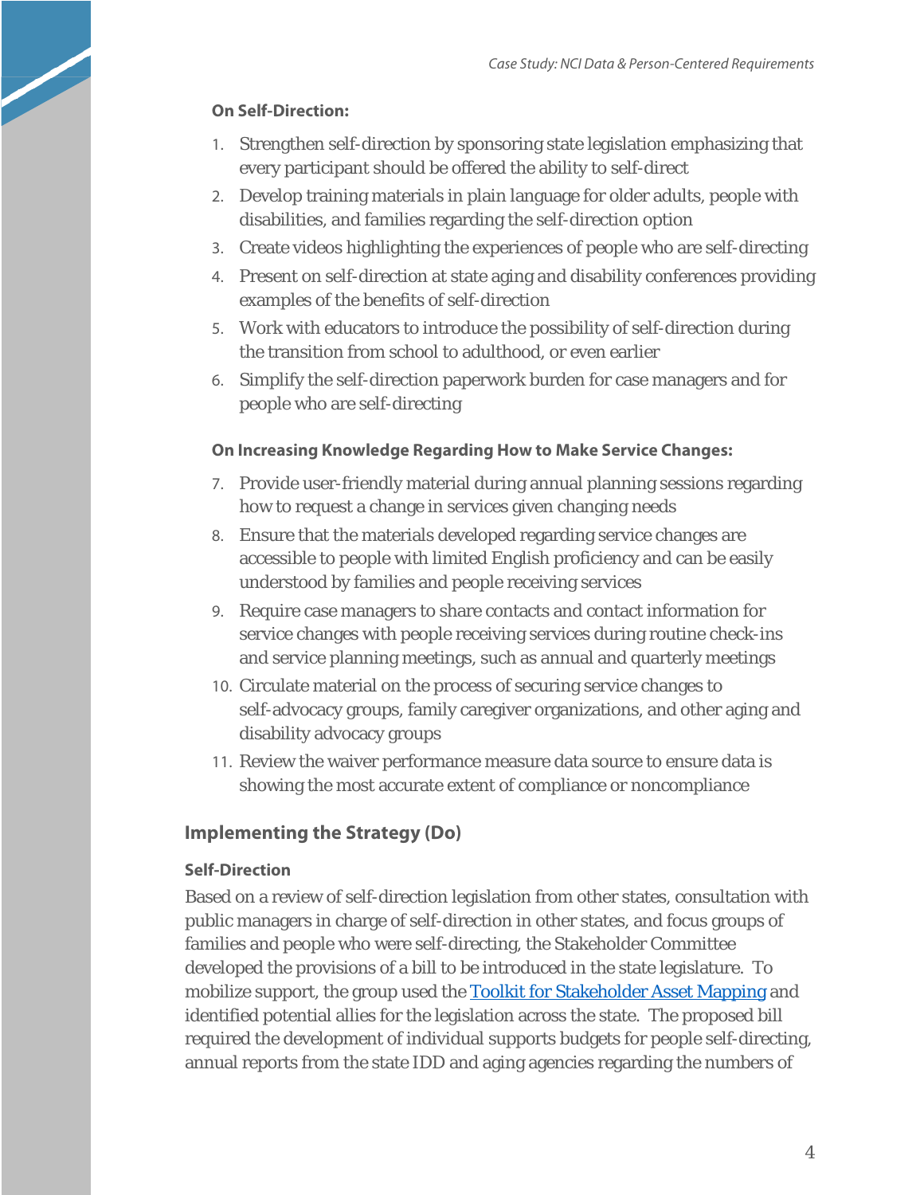**On Self-Direction:**

1. Strengthen self-direction by sponsoring state legislation emphasizing that every participant should be offered the ability to self-direct
2. Develop training materials in plain language for older adults, people with disabilities, and families regarding the self-direction option
3. Create videos highlighting the experiences of people who are self-directing
4. Present on self-direction at state aging and disability conferences providing examples of the benefits of self-direction
5. Work with educators to introduce the possibility of self-direction during the transition from school to adulthood, or even earlier
6. Simplify the self-direction paperwork burden for case managers and for people who are self-directing

**On Increasing Knowledge Regarding How to Make Service Changes:**

7. Provide user-friendly material during annual planning sessions regarding how to request a change in services given changing needs
8. Ensure that the materials developed regarding service changes are accessible to people with limited English proficiency and can be easily understood by families and people receiving services
9. Require case managers to share contacts and contact information for service changes with people receiving services during routine check-ins and service planning meetings, such as annual and quarterly meetings
10. Circulate material on the process of securing service changes to self-advocacy groups, family caregiver organizations, and other aging and disability advocacy groups
11. Review the waiver performance measure data source to ensure data is showing the most accurate extent of compliance or noncompliance

## Implementing the Strategy (Do)

### Self-Direction

Based on a review of self-direction legislation from other states, consultation with public managers in charge of self-direction in other states, and focus groups of families and people who were self-directing, the Stakeholder Committee developed the provisions of a bill to be introduced in the state legislature. To mobilize support, the group used the Toolkit for Stakeholder Asset Mapping and identified potential allies for the legislation across the state. The proposed bill required the development of individual supports budgets for people self-directing, annual reports from the state IDD and aging agencies regarding the numbers of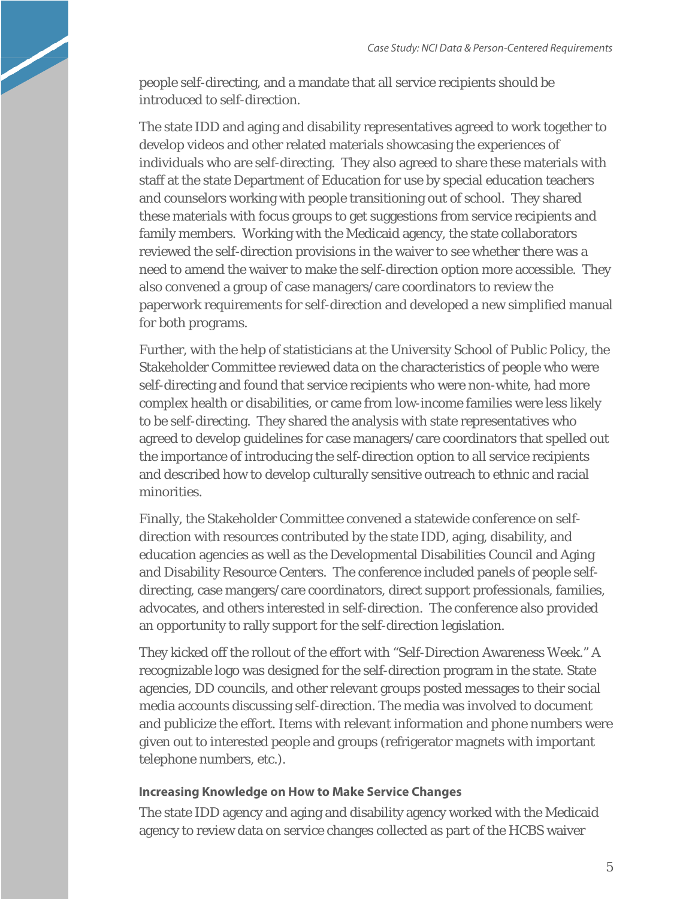people self-directing, and a mandate that all service recipients should be introduced to self-direction.

The state IDD and aging and disability representatives agreed to work together to develop videos and other related materials showcasing the experiences of individuals who are self-directing. They also agreed to share these materials with staff at the state Department of Education for use by special education teachers and counselors working with people transitioning out of school. They shared these materials with focus groups to get suggestions from service recipients and family members. Working with the Medicaid agency, the state collaborators reviewed the self-direction provisions in the waiver to see whether there was a need to amend the waiver to make the self-direction option more accessible. They also convened a group of case managers/care coordinators to review the paperwork requirements for self-direction and developed a new simplified manual for both programs.

Further, with the help of statisticians at the University School of Public Policy, the Stakeholder Committee reviewed data on the characteristics of people who were self-directing and found that service recipients who were non-white, had more complex health or disabilities, or came from low-income families were less likely to be self-directing. They shared the analysis with state representatives who agreed to develop guidelines for case managers/care coordinators that spelled out the importance of introducing the self-direction option to all service recipients and described how to develop culturally sensitive outreach to ethnic and racial minorities.

Finally, the Stakeholder Committee convened a statewide conference on self-direction with resources contributed by the state IDD, aging, disability, and education agencies as well as the Developmental Disabilities Council and Aging and Disability Resource Centers. The conference included panels of people self-directing, case mangers/care coordinators, direct support professionals, families, advocates, and others interested in self-direction. The conference also provided an opportunity to rally support for the self-direction legislation.

They kicked off the rollout of the effort with "Self-Direction Awareness Week." A recognizable logo was designed for the self-direction program in the state. State agencies, DD councils, and other relevant groups posted messages to their social media accounts discussing self-direction. The media was involved to document and publicize the effort. Items with relevant information and phone numbers were given out to interested people and groups (refrigerator magnets with important telephone numbers, etc.).

#### Increasing Knowledge on How to Make Service Changes

The state IDD agency and aging and disability agency worked with the Medicaid agency to review data on service changes collected as part of the HCBS waiver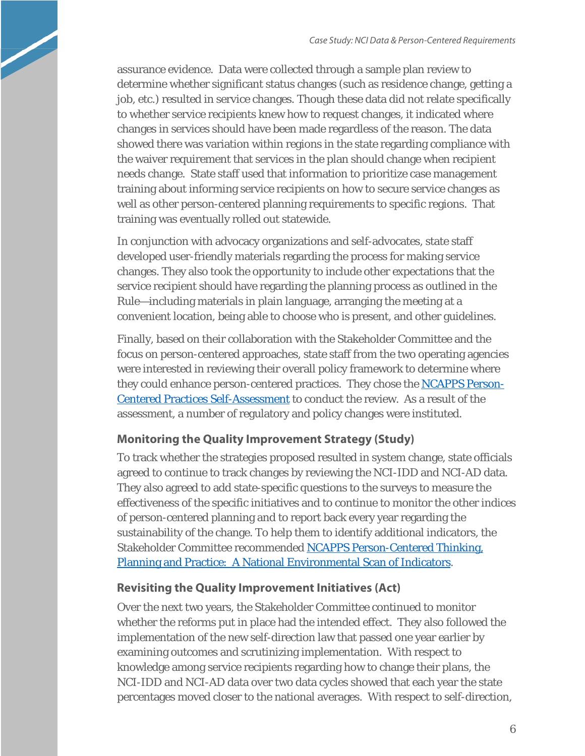assurance evidence. Data were collected through a sample plan review to determine whether significant status changes (such as residence change, getting a job, etc.) resulted in service changes. Though these data did not relate specifically to whether service recipients knew how to request changes, it indicated where changes in services should have been made regardless of the reason. The data showed there was variation within regions in the state regarding compliance with the waiver requirement that services in the plan should change when recipient needs change. State staff used that information to prioritize case management training about informing service recipients on how to secure service changes as well as other person-centered planning requirements to specific regions. That training was eventually rolled out statewide.

In conjunction with advocacy organizations and self-advocates, state staff developed user-friendly materials regarding the process for making service changes. They also took the opportunity to include other expectations that the service recipient should have regarding the planning process as outlined in the Rule—including materials in plain language, arranging the meeting at a convenient location, being able to choose who is present, and other guidelines.

Finally, based on their collaboration with the Stakeholder Committee and the focus on person-centered approaches, state staff from the two operating agencies were interested in reviewing their overall policy framework to determine where they could enhance person-centered practices. They chose the NCAPPS Person-Centered Practices Self-Assessment to conduct the review. As a result of the assessment, a number of regulatory and policy changes were instituted.

### Monitoring the Quality Improvement Strategy (Study)

To track whether the strategies proposed resulted in system change, state officials agreed to continue to track changes by reviewing the NCI-IDD and NCI-AD data. They also agreed to add state-specific questions to the surveys to measure the effectiveness of the specific initiatives and to continue to monitor the other indices of person-centered planning and to report back every year regarding the sustainability of the change. To help them to identify additional indicators, the Stakeholder Committee recommended NCAPPS Person-Centered Thinking, Planning and Practice: A National Environmental Scan of Indicators.

### Revisiting the Quality Improvement Initiatives (Act)

Over the next two years, the Stakeholder Committee continued to monitor whether the reforms put in place had the intended effect. They also followed the implementation of the new self-direction law that passed one year earlier by examining outcomes and scrutinizing implementation. With respect to knowledge among service recipients regarding how to change their plans, the NCI-IDD and NCI-AD data over two data cycles showed that each year the state percentages moved closer to the national averages. With respect to self-direction,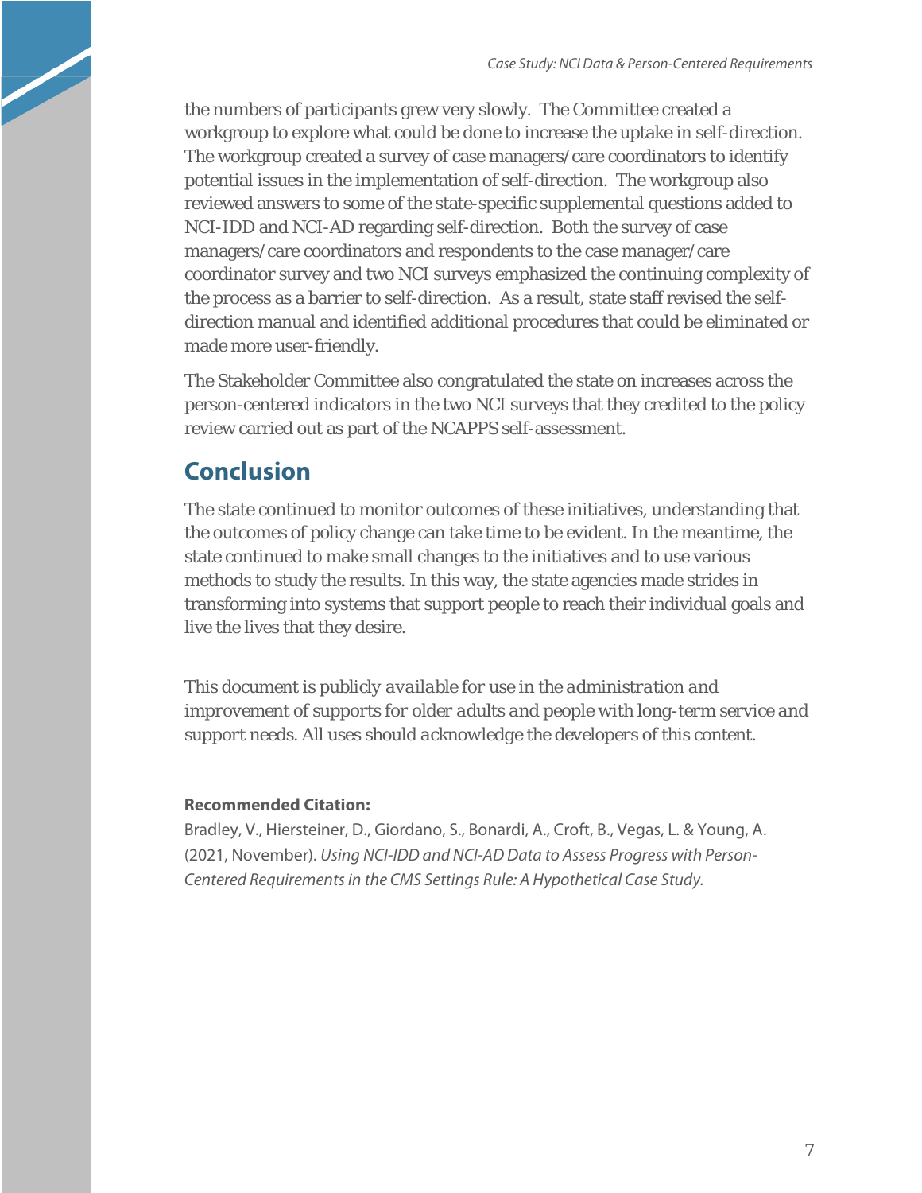the numbers of participants grew very slowly. The Committee created a workgroup to explore what could be done to increase the uptake in self-direction. The workgroup created a survey of case managers/care coordinators to identify potential issues in the implementation of self-direction. The workgroup also reviewed answers to some of the state-specific supplemental questions added to NCI-IDD and NCI-AD regarding self-direction. Both the survey of case managers/care coordinators and respondents to the case manager/care coordinator survey and two NCI surveys emphasized the continuing complexity of the process as a barrier to self-direction. As a result, state staff revised the self-direction manual and identified additional procedures that could be eliminated or made more user-friendly.

The Stakeholder Committee also congratulated the state on increases across the person-centered indicators in the two NCI surveys that they credited to the policy review carried out as part of the NCAPPS self-assessment.

## Conclusion

The state continued to monitor outcomes of these initiatives, understanding that the outcomes of policy change can take time to be evident. In the meantime, the state continued to make small changes to the initiatives and to use various methods to study the results. In this way, the state agencies made strides in transforming into systems that support people to reach their individual goals and live the lives that they desire.

*This document is publicly available for use in the administration and improvement of supports for older adults and people with long-term service and support needs. All uses should acknowledge the developers of this content.*

**Recommended Citation:**

Bradley, V., Hiersteiner, D., Giordano, S., Bonardi, A., Croft, B., Vegas, L. & Young, A. (2021, November). *Using NCI-IDD and NCI-AD Data to Assess Progress with Person-Centered Requirements in the CMS Settings Rule: A Hypothetical Case Study.*